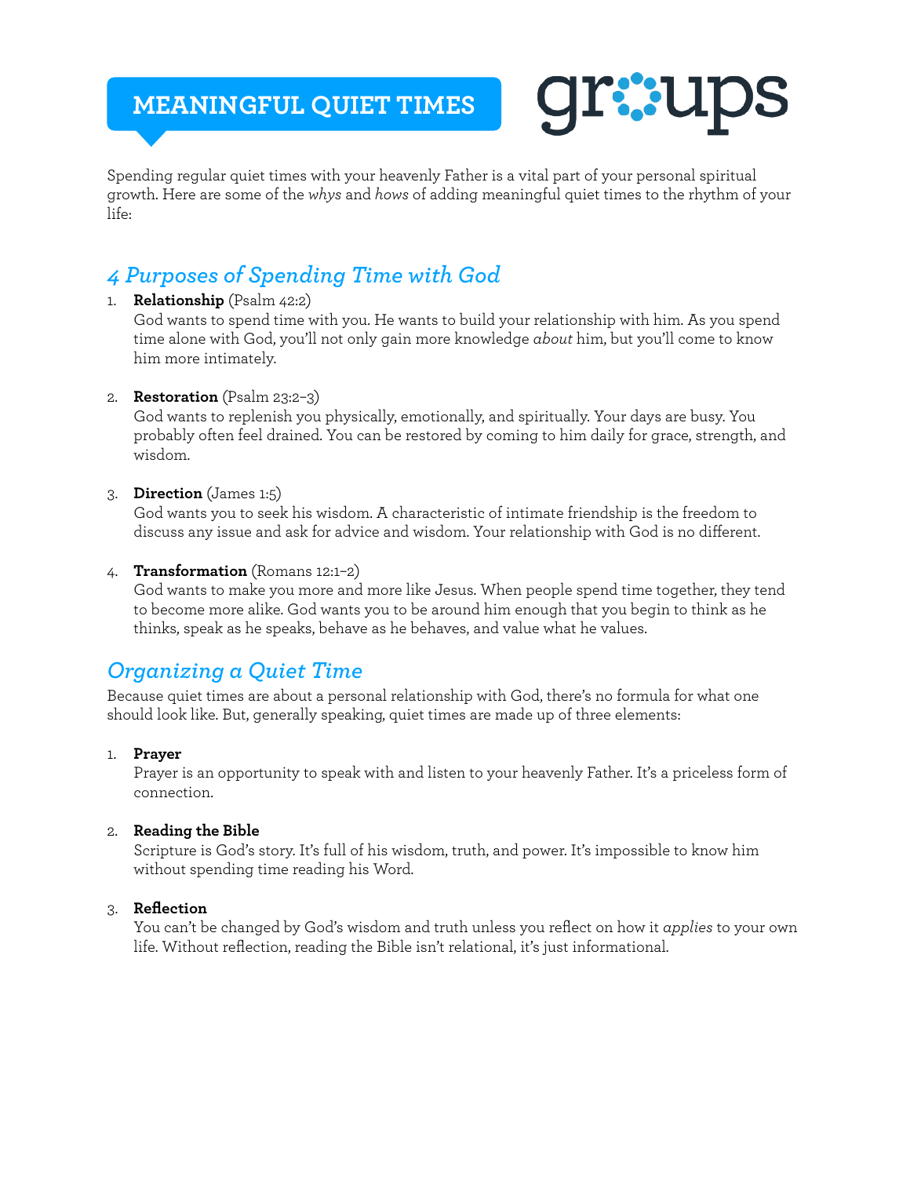# MEANINGFUL QUIET TIMES

groups

Spending regular quiet times with your heavenly Father is a vital part of your personal spiritual growth. Here are some of the *whys* and *hows* of adding meaningful quiet times to the rhythm of your life:

## *4 Purposes of Spending Time with God*

1. **Relationship** (Psalm 42:2)
   God wants to spend time with you. He wants to build your relationship with him. As you spend time alone with God, you'll not only gain more knowledge *about* him, but you'll come to know him more intimately.

2. **Restoration** (Psalm 23:2–3)
   God wants to replenish you physically, emotionally, and spiritually. Your days are busy. You probably often feel drained. You can be restored by coming to him daily for grace, strength, and wisdom.

3. **Direction** (James 1:5)
   God wants you to seek his wisdom. A characteristic of intimate friendship is the freedom to discuss any issue and ask for advice and wisdom. Your relationship with God is no different.

4. **Transformation** (Romans 12:1–2)
   God wants to make you more and more like Jesus. When people spend time together, they tend to become more alike. God wants you to be around him enough that you begin to think as he thinks, speak as he speaks, behave as he behaves, and value what he values.

## *Organizing a Quiet Time*

Because quiet times are about a personal relationship with God, there's no formula for what one should look like. But, generally speaking, quiet times are made up of three elements:

1. **Prayer**
   Prayer is an opportunity to speak with and listen to your heavenly Father. It's a priceless form of connection.

2. **Reading the Bible**
   Scripture is God's story. It's full of his wisdom, truth, and power. It's impossible to know him without spending time reading his Word.

3. **Reflection**
   You can't be changed by God's wisdom and truth unless you reflect on how it *applies* to your own life. Without reflection, reading the Bible isn't relational, it's just informational.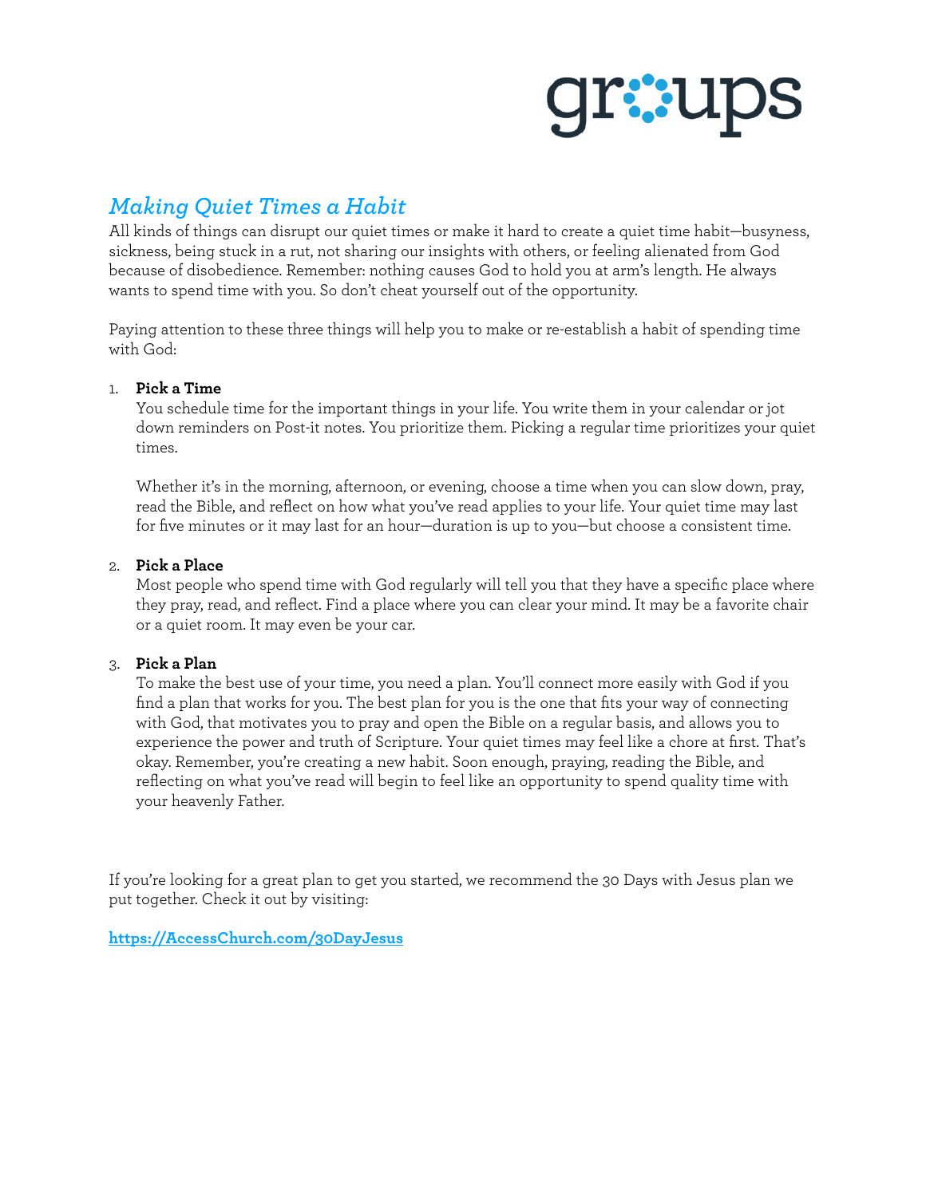## *Making Quiet Times a Habit*

All kinds of things can disrupt our quiet times or make it hard to create a quiet time habit—busyness, sickness, being stuck in a rut, not sharing our insights with others, or feeling alienated from God because of disobedience. Remember: nothing causes God to hold you at arm's length. He always wants to spend time with you. So don't cheat yourself out of the opportunity.

Paying attention to these three things will help you to make or re-establish a habit of spending time with God:

1. **Pick a Time**
   You schedule time for the important things in your life. You write them in your calendar or jot down reminders on Post-it notes. You prioritize them. Picking a regular time prioritizes your quiet times.

   Whether it's in the morning, afternoon, or evening, choose a time when you can slow down, pray, read the Bible, and reflect on how what you've read applies to your life. Your quiet time may last for five minutes or it may last for an hour—duration is up to you—but choose a consistent time.

2. **Pick a Place**
   Most people who spend time with God regularly will tell you that they have a specific place where they pray, read, and reflect. Find a place where you can clear your mind. It may be a favorite chair or a quiet room. It may even be your car.

3. **Pick a Plan**
   To make the best use of your time, you need a plan. You'll connect more easily with God if you find a plan that works for you. The best plan for you is the one that fits your way of connecting with God, that motivates you to pray and open the Bible on a regular basis, and allows you to experience the power and truth of Scripture. Your quiet times may feel like a chore at first. That's okay. Remember, you're creating a new habit. Soon enough, praying, reading the Bible, and reflecting on what you've read will begin to feel like an opportunity to spend quality time with your heavenly Father.

If you're looking for a great plan to get you started, we recommend the 30 Days with Jesus plan we put together. Check it out by visiting:

**https://AccessChurch.com/30DayJesus**